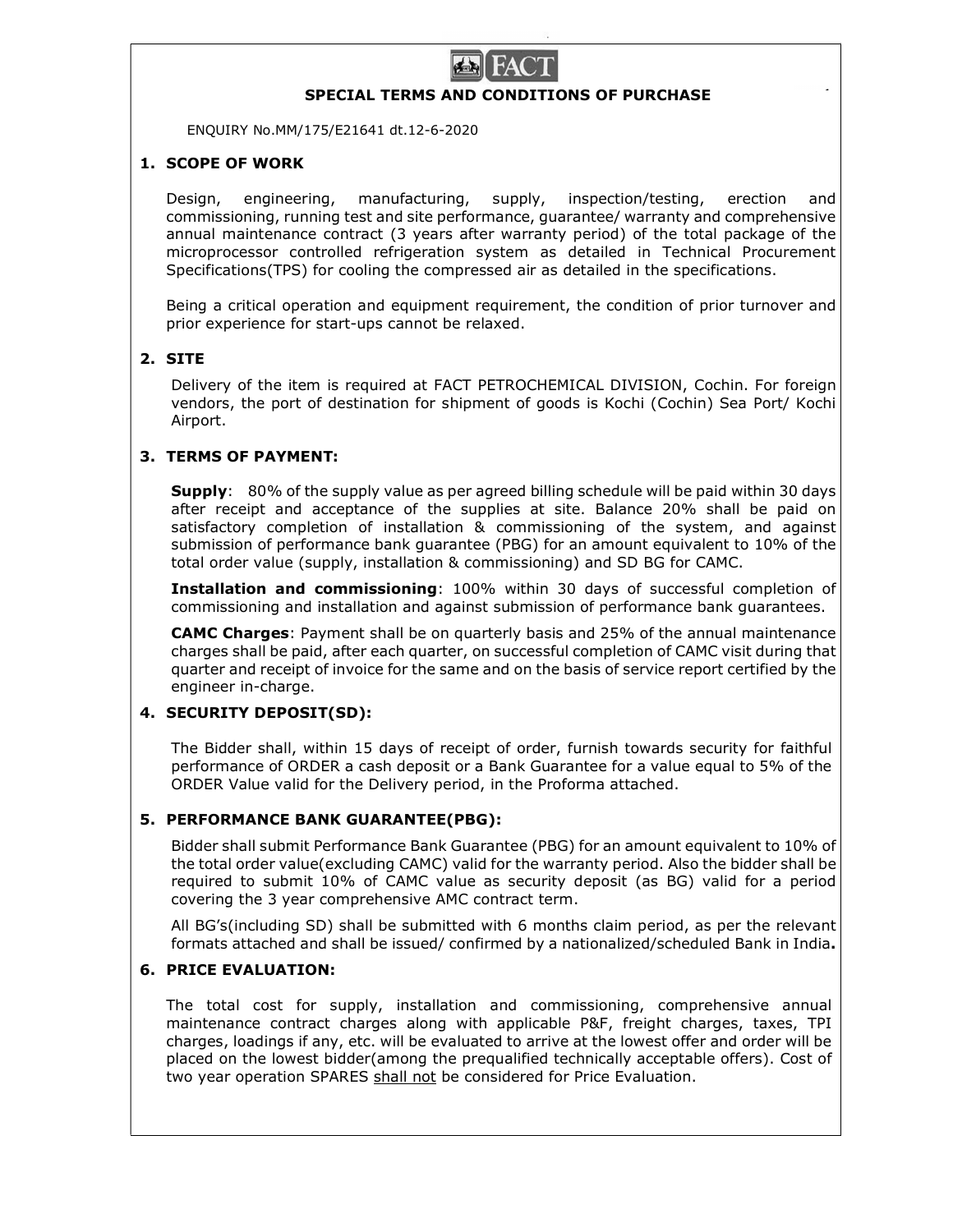FACT

# SPECIAL TERMS AND CONDITIONS OF PURCHASE

ENQUIRY No.MM/175/E21641 dt.12-6-2020

## 1. SCOPE OF WORK

Design, engineering, manufacturing, supply, inspection/testing, erection and commissioning, running test and site performance, guarantee/ warranty and comprehensive annual maintenance contract (3 years after warranty period) of the total package of the microprocessor controlled refrigeration system as detailed in Technical Procurement Specifications(TPS) for cooling the compressed air as detailed in the specifications.

Being a critical operation and equipment requirement, the condition of prior turnover and prior experience for start-ups cannot be relaxed.

## 2. SITE

Delivery of the item is required at FACT PETROCHEMICAL DIVISION, Cochin. For foreign vendors, the port of destination for shipment of goods is Kochi (Cochin) Sea Port/ Kochi Airport.

## 3. TERMS OF PAYMENT:

**Supply**: 80% of the supply value as per agreed billing schedule will be paid within 30 days after receipt and acceptance of the supplies at site. Balance 20% shall be paid on satisfactory completion of installation & commissioning of the system, and against submission of performance bank guarantee (PBG) for an amount equivalent to 10% of the total order value (supply, installation & commissioning) and SD BG for CAMC.

**Installation and commissioning**: 100% within 30 days of successful completion of commissioning and installation and against submission of performance bank guarantees.

**CAMC Charges**: Payment shall be on quarterly basis and 25% of the annual maintenance charges shall be paid, after each quarter, on successful completion of CAMC visit during that quarter and receipt of invoice for the same and on the basis of service report certified by the engineer in-charge.

## 4. SECURITY DEPOSIT(SD):

The Bidder shall, within 15 days of receipt of order, furnish towards security for faithful performance of ORDER a cash deposit or a Bank Guarantee for a value equal to 5% of the ORDER Value valid for the Delivery period, in the Proforma attached.

## 5. PERFORMANCE BANK GUARANTEE(PBG):

Bidder shall submit Performance Bank Guarantee (PBG) for an amount equivalent to 10% of the total order value(excluding CAMC) valid for the warranty period. Also the bidder shall be required to submit 10% of CAMC value as security deposit (as BG) valid for a period covering the 3 year comprehensive AMC contract term.

All BG's(including SD) shall be submitted with 6 months claim period, as per the relevant formats attached and shall be issued/ confirmed by a nationalized/scheduled Bank in India**.**

## 6. PRICE EVALUATION:

The total cost for supply, installation and commissioning, comprehensive annual maintenance contract charges along with applicable P&F, freight charges, taxes, TPI charges, loadings if any, etc. will be evaluated to arrive at the lowest offer and order will be placed on the lowest bidder(among the prequalified technically acceptable offers). Cost of two year operation SPARES <u>shall not</u> be considered for Price Evaluation.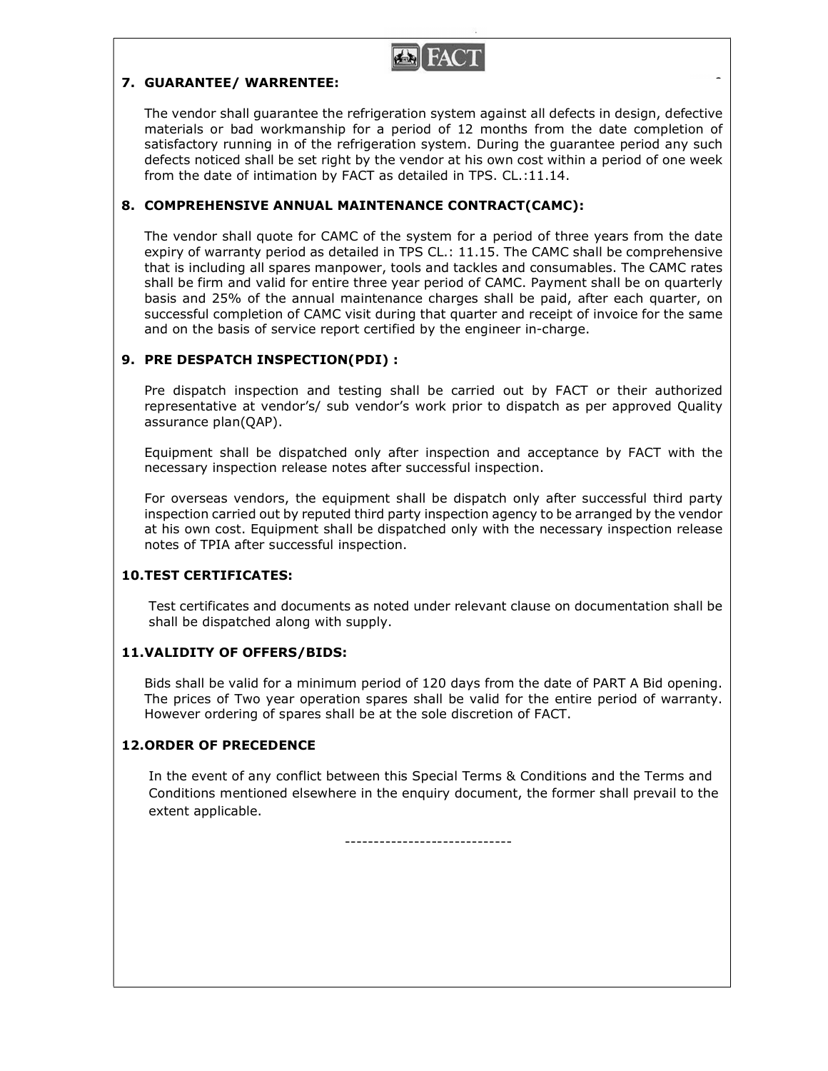## 7. GUARANTEE/ WARRENTEE:

The vendor shall guarantee the refrigeration system against all defects in design, defective materials or bad workmanship for a period of 12 months from the date completion of satisfactory running in of the refrigeration system. During the guarantee period any such defects noticed shall be set right by the vendor at his own cost within a period of one week from the date of intimation by FACT as detailed in TPS. CL.:11.14.

## 8. COMPREHENSIVE ANNUAL MAINTENANCE CONTRACT(CAMC):

The vendor shall quote for CAMC of the system for a period of three years from the date expiry of warranty period as detailed in TPS CL.: 11.15. The CAMC shall be comprehensive that is including all spares manpower, tools and tackles and consumables. The CAMC rates shall be firm and valid for entire three year period of CAMC. Payment shall be on quarterly basis and 25% of the annual maintenance charges shall be paid, after each quarter, on successful completion of CAMC visit during that quarter and receipt of invoice for the same and on the basis of service report certified by the engineer in-charge.

## 9. PRE DESPATCH INSPECTION(PDI) :

Pre dispatch inspection and testing shall be carried out by FACT or their authorized representative at vendor's/ sub vendor's work prior to dispatch as per approved Quality assurance plan(QAP).

Equipment shall be dispatched only after inspection and acceptance by FACT with the necessary inspection release notes after successful inspection.

For overseas vendors, the equipment shall be dispatch only after successful third party inspection carried out by reputed third party inspection agency to be arranged by the vendor at his own cost. Equipment shall be dispatched only with the necessary inspection release notes of TPIA after successful inspection.

## 10. TEST CERTIFICATES:

Test certificates and documents as noted under relevant clause on documentation shall be shall be dispatched along with supply.

## 11. VALIDITY OF OFFERS/BIDS:

Bids shall be valid for a minimum period of 120 days from the date of PART A Bid opening. The prices of Two year operation spares shall be valid for the entire period of warranty. However ordering of spares shall be at the sole discretion of FACT.

## 12. ORDER OF PRECEDENCE

In the event of any conflict between this Special Terms & Conditions and the Terms and Conditions mentioned elsewhere in the enquiry document, the former shall prevail to the extent applicable.

-----------------------------